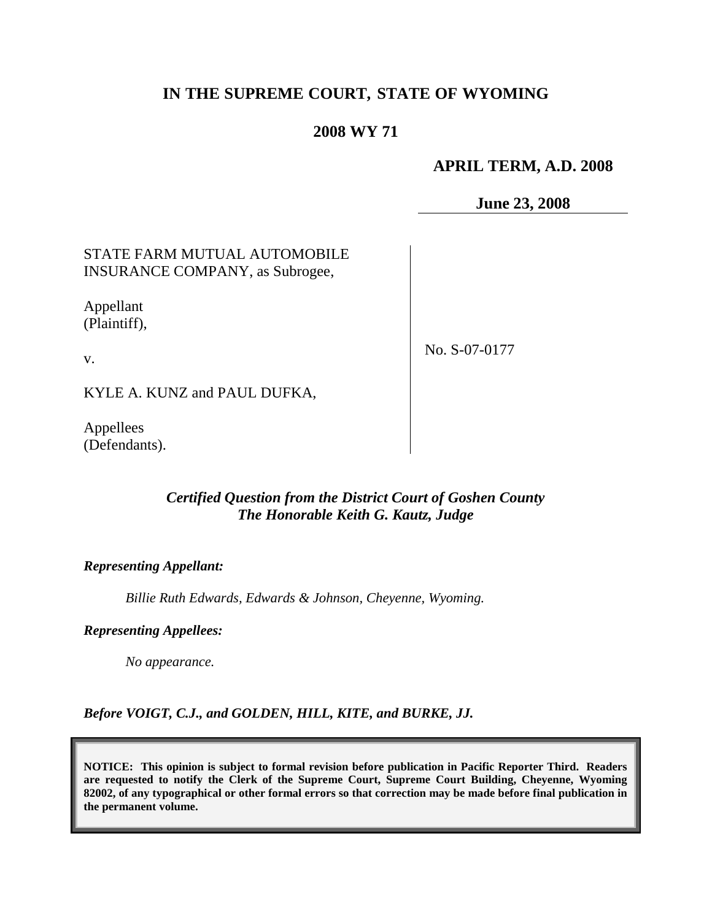# IN THE SUPREME COURT, STATE OF WYOMING

## 2008 WY 71

**APRIL TERM, A.D. 2008**

**June 23, 2008**

| | |
|---|---|
| STATE FARM MUTUAL AUTOMOBILE INSURANCE COMPANY, as Subrogee,<br><br>Appellant (Plaintiff),<br><br>v.<br><br>KYLE A. KUNZ and PAUL DUFKA,<br><br>Appellees (Defendants). | No. S-07-0177 |

***Certified Question from the District Court of Goshen County***
***The Honorable Keith G. Kautz, Judge***

***Representing Appellant:***

*Billie Ruth Edwards, Edwards & Johnson, Cheyenne, Wyoming.*

***Representing Appellees:***

*No appearance.*

***Before VOIGT, C.J., and GOLDEN, HILL, KITE, and BURKE, JJ.***

**NOTICE: This opinion is subject to formal revision before publication in Pacific Reporter Third. Readers are requested to notify the Clerk of the Supreme Court, Supreme Court Building, Cheyenne, Wyoming 82002, of any typographical or other formal errors so that correction may be made before final publication in the permanent volume.**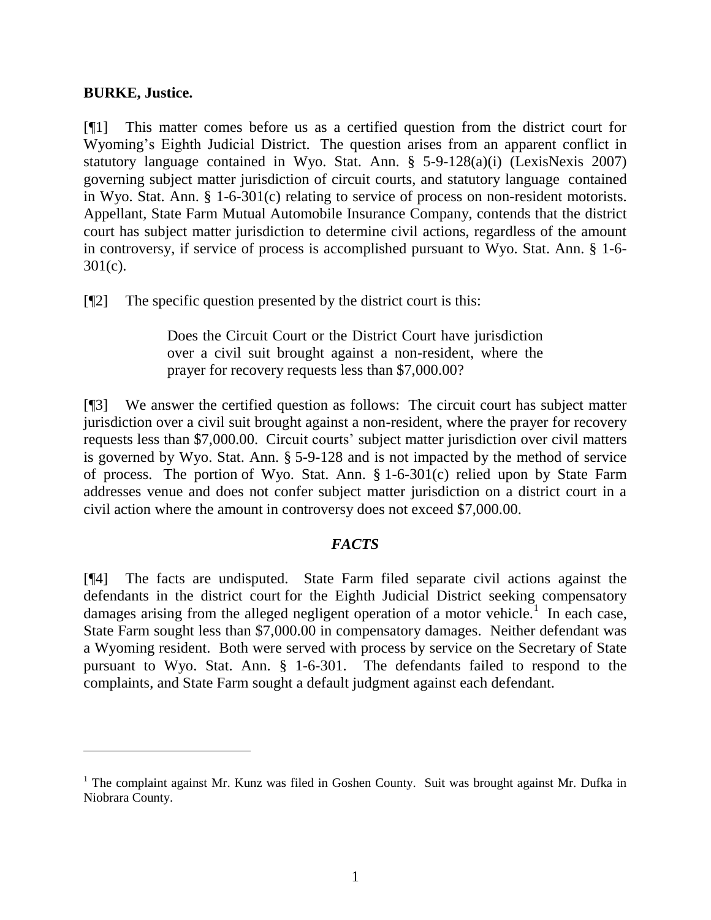**BURKE, Justice.**

[¶1] This matter comes before us as a certified question from the district court for Wyoming's Eighth Judicial District. The question arises from an apparent conflict in statutory language contained in Wyo. Stat. Ann. § 5-9-128(a)(i) (LexisNexis 2007) governing subject matter jurisdiction of circuit courts, and statutory language contained in Wyo. Stat. Ann. § 1-6-301(c) relating to service of process on non-resident motorists. Appellant, State Farm Mutual Automobile Insurance Company, contends that the district court has subject matter jurisdiction to determine civil actions, regardless of the amount in controversy, if service of process is accomplished pursuant to Wyo. Stat. Ann. § 1-6-301(c).

[¶2] The specific question presented by the district court is this:

> Does the Circuit Court or the District Court have jurisdiction over a civil suit brought against a non-resident, where the prayer for recovery requests less than $7,000.00?

[¶3] We answer the certified question as follows: The circuit court has subject matter jurisdiction over a civil suit brought against a non-resident, where the prayer for recovery requests less than $7,000.00. Circuit courts' subject matter jurisdiction over civil matters is governed by Wyo. Stat. Ann. § 5-9-128 and is not impacted by the method of service of process. The portion of Wyo. Stat. Ann. § 1-6-301(c) relied upon by State Farm addresses venue and does not confer subject matter jurisdiction on a district court in a civil action where the amount in controversy does not exceed $7,000.00.

## *FACTS*

[¶4] The facts are undisputed. State Farm filed separate civil actions against the defendants in the district court for the Eighth Judicial District seeking compensatory damages arising from the alleged negligent operation of a motor vehicle.[1] In each case, State Farm sought less than $7,000.00 in compensatory damages. Neither defendant was a Wyoming resident. Both were served with process by service on the Secretary of State pursuant to Wyo. Stat. Ann. § 1-6-301. The defendants failed to respond to the complaints, and State Farm sought a default judgment against each defendant.

---

[1] The complaint against Mr. Kunz was filed in Goshen County. Suit was brought against Mr. Dufka in Niobrara County.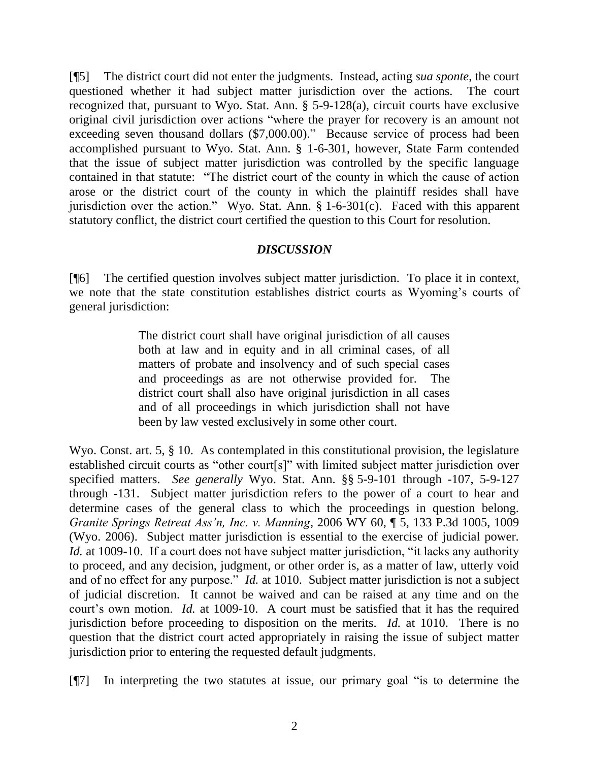[¶5] The district court did not enter the judgments. Instead, acting *sua sponte*, the court questioned whether it had subject matter jurisdiction over the actions. The court recognized that, pursuant to Wyo. Stat. Ann. § 5-9-128(a), circuit courts have exclusive original civil jurisdiction over actions "where the prayer for recovery is an amount not exceeding seven thousand dollars ($7,000.00)." Because service of process had been accomplished pursuant to Wyo. Stat. Ann. § 1-6-301, however, State Farm contended that the issue of subject matter jurisdiction was controlled by the specific language contained in that statute: "The district court of the county in which the cause of action arose or the district court of the county in which the plaintiff resides shall have jurisdiction over the action." Wyo. Stat. Ann. § 1-6-301(c). Faced with this apparent statutory conflict, the district court certified the question to this Court for resolution.

## *DISCUSSION*

[¶6] The certified question involves subject matter jurisdiction. To place it in context, we note that the state constitution establishes district courts as Wyoming's courts of general jurisdiction:

> The district court shall have original jurisdiction of all causes both at law and in equity and in all criminal cases, of all matters of probate and insolvency and of such special cases and proceedings as are not otherwise provided for. The district court shall also have original jurisdiction in all cases and of all proceedings in which jurisdiction shall not have been by law vested exclusively in some other court.

Wyo. Const. art. 5, § 10. As contemplated in this constitutional provision, the legislature established circuit courts as "other court[s]" with limited subject matter jurisdiction over specified matters. *See generally* Wyo. Stat. Ann. §§ 5-9-101 through -107, 5-9-127 through -131. Subject matter jurisdiction refers to the power of a court to hear and determine cases of the general class to which the proceedings in question belong. *Granite Springs Retreat Ass'n, Inc. v. Manning*, 2006 WY 60, ¶ 5, 133 P.3d 1005, 1009 (Wyo. 2006). Subject matter jurisdiction is essential to the exercise of judicial power. *Id.* at 1009-10. If a court does not have subject matter jurisdiction, "it lacks any authority to proceed, and any decision, judgment, or other order is, as a matter of law, utterly void and of no effect for any purpose." *Id.* at 1010. Subject matter jurisdiction is not a subject of judicial discretion. It cannot be waived and can be raised at any time and on the court's own motion. *Id.* at 1009-10. A court must be satisfied that it has the required jurisdiction before proceeding to disposition on the merits. *Id.* at 1010. There is no question that the district court acted appropriately in raising the issue of subject matter jurisdiction prior to entering the requested default judgments.

[¶7] In interpreting the two statutes at issue, our primary goal "is to determine the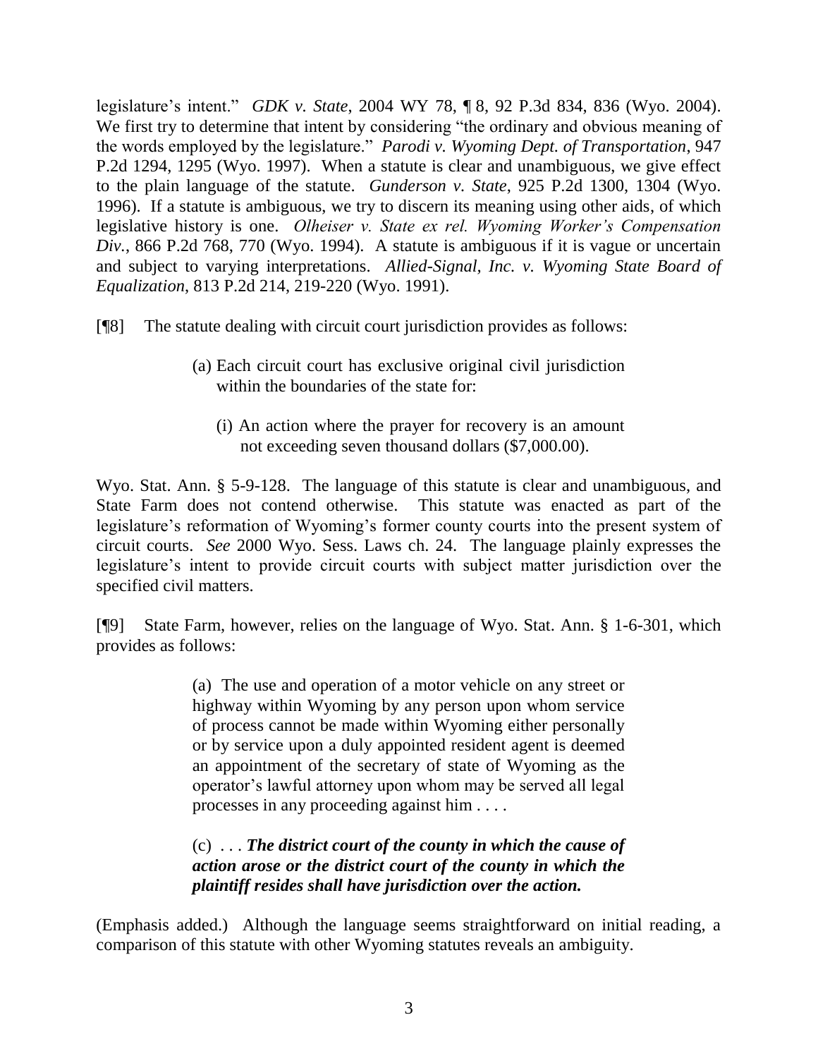legislature's intent." *GDK v. State*, 2004 WY 78, ¶ 8, 92 P.3d 834, 836 (Wyo. 2004). We first try to determine that intent by considering "the ordinary and obvious meaning of the words employed by the legislature." *Parodi v. Wyoming Dept. of Transportation*, 947 P.2d 1294, 1295 (Wyo. 1997). When a statute is clear and unambiguous, we give effect to the plain language of the statute. *Gunderson v. State*, 925 P.2d 1300, 1304 (Wyo. 1996). If a statute is ambiguous, we try to discern its meaning using other aids, of which legislative history is one. *Olheiser v. State ex rel. Wyoming Worker's Compensation Div.*, 866 P.2d 768, 770 (Wyo. 1994). A statute is ambiguous if it is vague or uncertain and subject to varying interpretations. *Allied-Signal, Inc. v. Wyoming State Board of Equalization*, 813 P.2d 214, 219-220 (Wyo. 1991).

[¶8] The statute dealing with circuit court jurisdiction provides as follows:

> (a) Each circuit court has exclusive original civil jurisdiction within the boundaries of the state for:
>
> (i) An action where the prayer for recovery is an amount not exceeding seven thousand dollars ($7,000.00).

Wyo. Stat. Ann. § 5-9-128. The language of this statute is clear and unambiguous, and State Farm does not contend otherwise. This statute was enacted as part of the legislature's reformation of Wyoming's former county courts into the present system of circuit courts. *See* 2000 Wyo. Sess. Laws ch. 24. The language plainly expresses the legislature's intent to provide circuit courts with subject matter jurisdiction over the specified civil matters.

[¶9] State Farm, however, relies on the language of Wyo. Stat. Ann. § 1-6-301, which provides as follows:

> (a) The use and operation of a motor vehicle on any street or highway within Wyoming by any person upon whom service of process cannot be made within Wyoming either personally or by service upon a duly appointed resident agent is deemed an appointment of the secretary of state of Wyoming as the operator's lawful attorney upon whom may be served all legal processes in any proceeding against him . . . .
>
> (c) . . . ***The district court of the county in which the cause of action arose or the district court of the county in which the plaintiff resides shall have jurisdiction over the action.***

(Emphasis added.) Although the language seems straightforward on initial reading, a comparison of this statute with other Wyoming statutes reveals an ambiguity.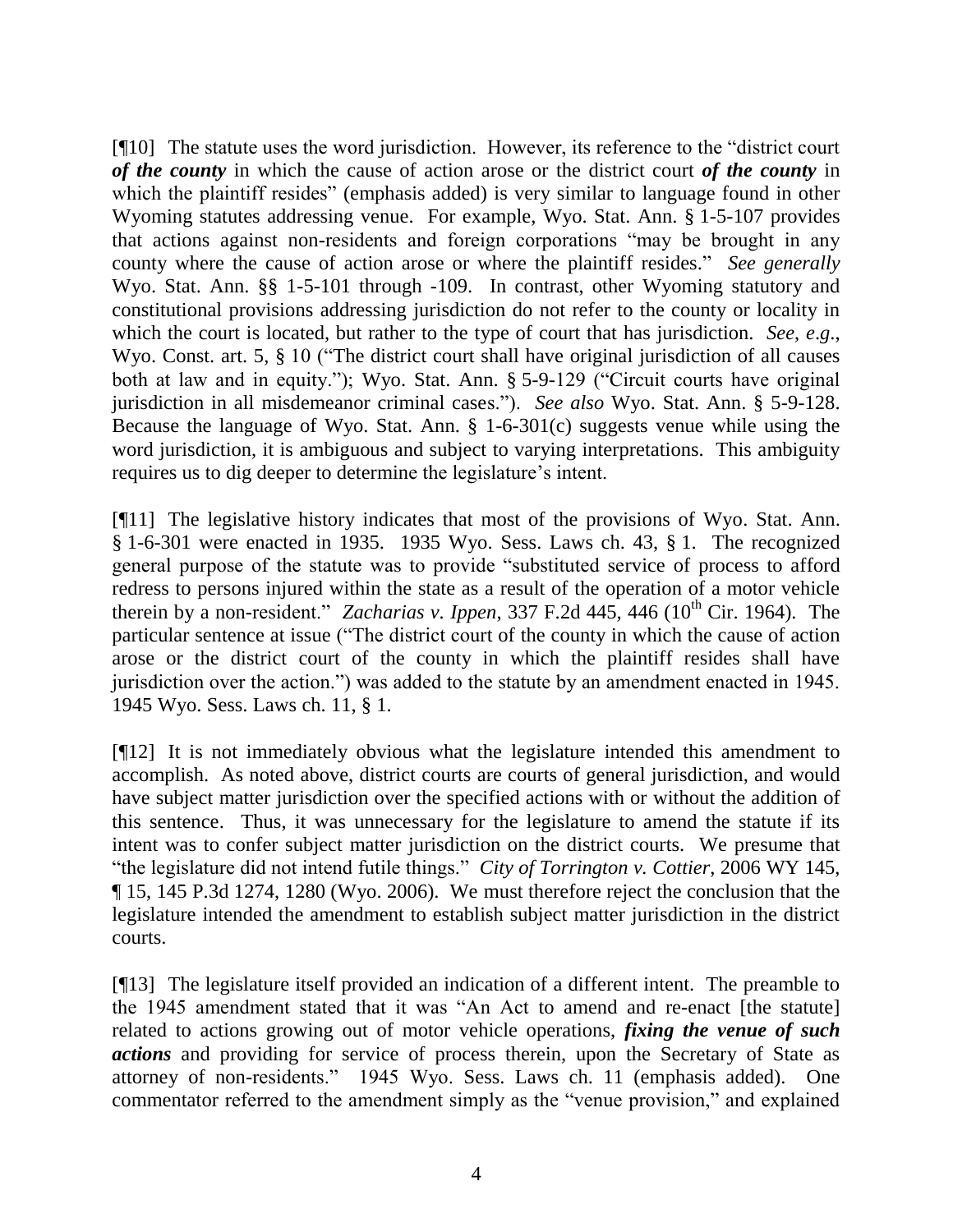[¶10] The statute uses the word jurisdiction. However, its reference to the "district court ***of the county*** in which the cause of action arose or the district court ***of the county*** in which the plaintiff resides" (emphasis added) is very similar to language found in other Wyoming statutes addressing venue. For example, Wyo. Stat. Ann. § 1-5-107 provides that actions against non-residents and foreign corporations "may be brought in any county where the cause of action arose or where the plaintiff resides." *See generally* Wyo. Stat. Ann. §§ 1-5-101 through -109. In contrast, other Wyoming statutory and constitutional provisions addressing jurisdiction do not refer to the county or locality in which the court is located, but rather to the type of court that has jurisdiction. *See*, *e.g*., Wyo. Const. art. 5, § 10 ("The district court shall have original jurisdiction of all causes both at law and in equity."); Wyo. Stat. Ann. § 5-9-129 ("Circuit courts have original jurisdiction in all misdemeanor criminal cases."). *See also* Wyo. Stat. Ann. § 5-9-128. Because the language of Wyo. Stat. Ann. § 1-6-301(c) suggests venue while using the word jurisdiction, it is ambiguous and subject to varying interpretations. This ambiguity requires us to dig deeper to determine the legislature's intent.

[¶11] The legislative history indicates that most of the provisions of Wyo. Stat. Ann. § 1-6-301 were enacted in 1935. 1935 Wyo. Sess. Laws ch. 43, § 1. The recognized general purpose of the statute was to provide "substituted service of process to afford redress to persons injured within the state as a result of the operation of a motor vehicle therein by a non-resident." *Zacharias v. Ippen*, 337 F.2d 445, 446 (10th Cir. 1964). The particular sentence at issue ("The district court of the county in which the cause of action arose or the district court of the county in which the plaintiff resides shall have jurisdiction over the action.") was added to the statute by an amendment enacted in 1945. 1945 Wyo. Sess. Laws ch. 11, § 1.

[¶12] It is not immediately obvious what the legislature intended this amendment to accomplish. As noted above, district courts are courts of general jurisdiction, and would have subject matter jurisdiction over the specified actions with or without the addition of this sentence. Thus, it was unnecessary for the legislature to amend the statute if its intent was to confer subject matter jurisdiction on the district courts. We presume that "the legislature did not intend futile things." *City of Torrington v. Cottier*, 2006 WY 145, ¶ 15, 145 P.3d 1274, 1280 (Wyo. 2006). We must therefore reject the conclusion that the legislature intended the amendment to establish subject matter jurisdiction in the district courts.

[¶13] The legislature itself provided an indication of a different intent. The preamble to the 1945 amendment stated that it was "An Act to amend and re-enact [the statute] related to actions growing out of motor vehicle operations, ***fixing the venue of such actions*** and providing for service of process therein, upon the Secretary of State as attorney of non-residents." 1945 Wyo. Sess. Laws ch. 11 (emphasis added). One commentator referred to the amendment simply as the "venue provision," and explained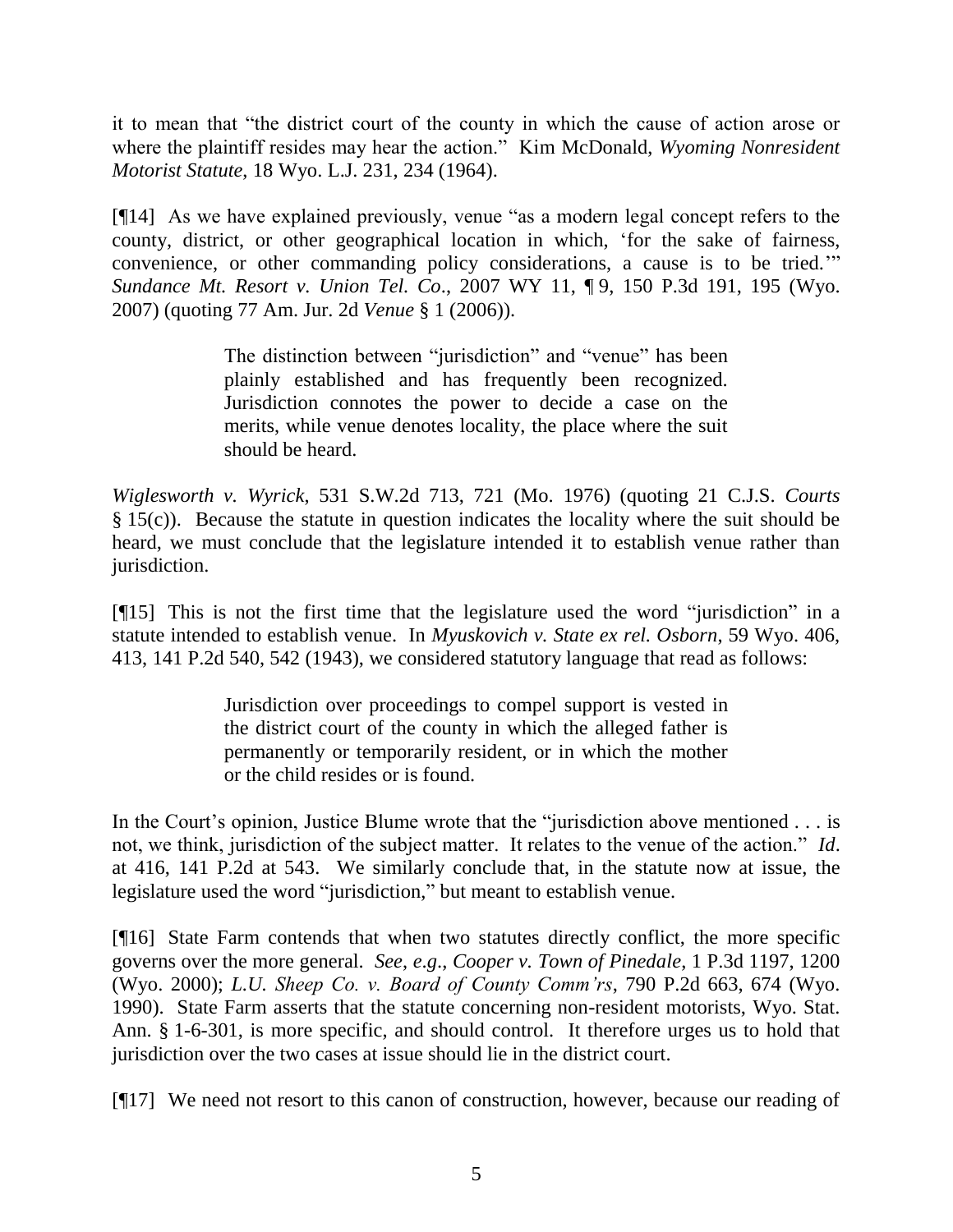it to mean that "the district court of the county in which the cause of action arose or where the plaintiff resides may hear the action." Kim McDonald, *Wyoming Nonresident Motorist Statute*, 18 Wyo. L.J. 231, 234 (1964).

[¶14] As we have explained previously, venue "as a modern legal concept refers to the county, district, or other geographical location in which, 'for the sake of fairness, convenience, or other commanding policy considerations, a cause is to be tried.'" *Sundance Mt. Resort v. Union Tel. Co*., 2007 WY 11, ¶ 9, 150 P.3d 191, 195 (Wyo. 2007) (quoting 77 Am. Jur. 2d *Venue* § 1 (2006)).

> The distinction between "jurisdiction" and "venue" has been plainly established and has frequently been recognized. Jurisdiction connotes the power to decide a case on the merits, while venue denotes locality, the place where the suit should be heard.

*Wiglesworth v. Wyrick*, 531 S.W.2d 713, 721 (Mo. 1976) (quoting 21 C.J.S. *Courts* § 15(c)). Because the statute in question indicates the locality where the suit should be heard, we must conclude that the legislature intended it to establish venue rather than jurisdiction.

[¶15] This is not the first time that the legislature used the word "jurisdiction" in a statute intended to establish venue. In *Myuskovich v. State ex rel. Osborn*, 59 Wyo. 406, 413, 141 P.2d 540, 542 (1943), we considered statutory language that read as follows:

> Jurisdiction over proceedings to compel support is vested in the district court of the county in which the alleged father is permanently or temporarily resident, or in which the mother or the child resides or is found.

In the Court's opinion, Justice Blume wrote that the "jurisdiction above mentioned . . . is not, we think, jurisdiction of the subject matter. It relates to the venue of the action." *Id*. at 416, 141 P.2d at 543. We similarly conclude that, in the statute now at issue, the legislature used the word "jurisdiction," but meant to establish venue.

[¶16] State Farm contends that when two statutes directly conflict, the more specific governs over the more general. *See*, *e.g*., *Cooper v. Town of Pinedale*, 1 P.3d 1197, 1200 (Wyo. 2000); *L.U. Sheep Co. v. Board of County Comm'rs*, 790 P.2d 663, 674 (Wyo. 1990). State Farm asserts that the statute concerning non-resident motorists, Wyo. Stat. Ann. § 1-6-301, is more specific, and should control. It therefore urges us to hold that jurisdiction over the two cases at issue should lie in the district court.

[¶17] We need not resort to this canon of construction, however, because our reading of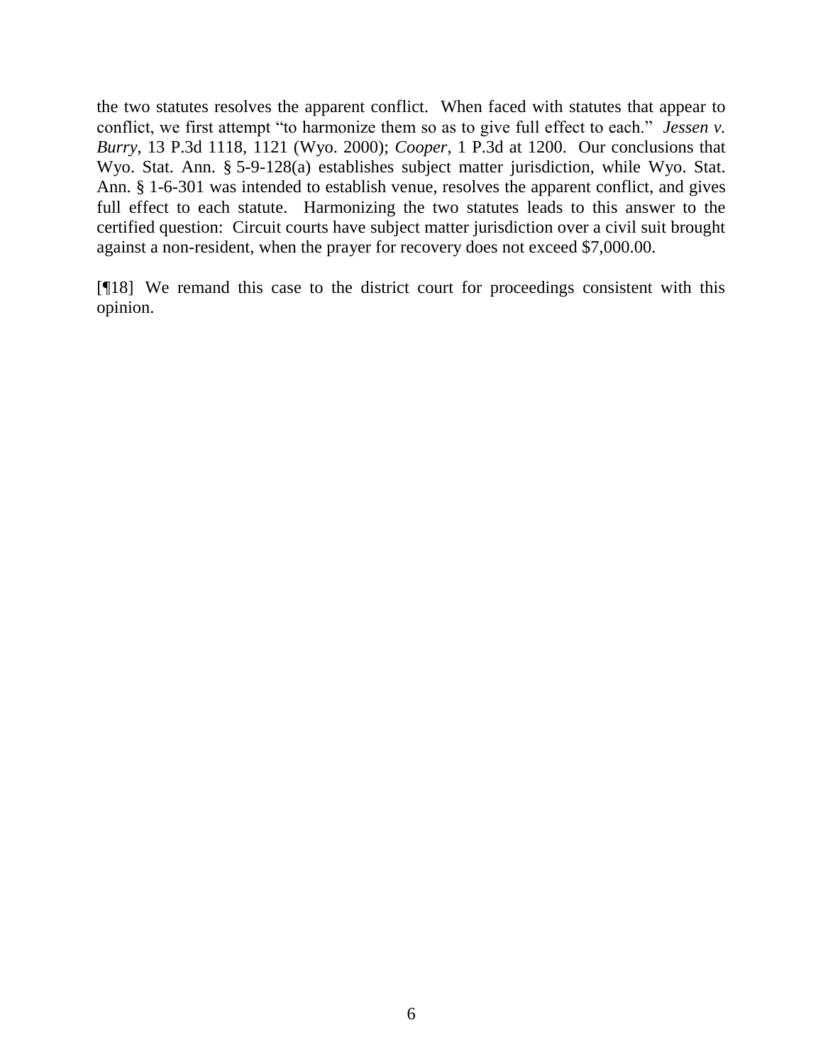the two statutes resolves the apparent conflict. When faced with statutes that appear to conflict, we first attempt "to harmonize them so as to give full effect to each." *Jessen v. Burry*, 13 P.3d 1118, 1121 (Wyo. 2000); *Cooper*, 1 P.3d at 1200. Our conclusions that Wyo. Stat. Ann. § 5-9-128(a) establishes subject matter jurisdiction, while Wyo. Stat. Ann. § 1-6-301 was intended to establish venue, resolves the apparent conflict, and gives full effect to each statute. Harmonizing the two statutes leads to this answer to the certified question: Circuit courts have subject matter jurisdiction over a civil suit brought against a non-resident, when the prayer for recovery does not exceed $7,000.00.

[¶18] We remand this case to the district court for proceedings consistent with this opinion.